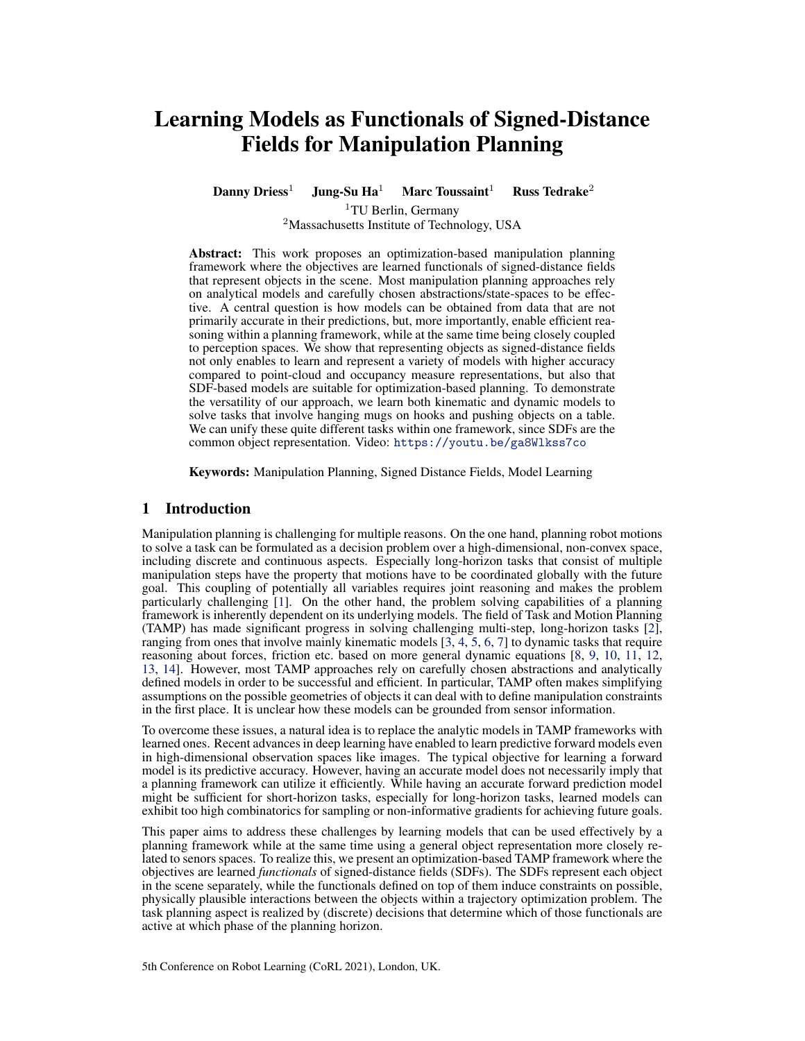# Learning Models as Functionals of Signed-Distance Fields for Manipulation Planning

**Danny Driess**[1] **Jung-Su Ha**[1] **Marc Toussaint**[1] **Russ Tedrake**[2]

[1]TU Berlin, Germany
[2]Massachusetts Institute of Technology, USA

**Abstract:** This work proposes an optimization-based manipulation planning framework where the objectives are learned functionals of signed-distance fields that represent objects in the scene. Most manipulation planning approaches rely on analytical models and carefully chosen abstractions/state-spaces to be effective. A central question is how models can be obtained from data that are not primarily accurate in their predictions, but, more importantly, enable efficient reasoning within a planning framework, while at the same time being closely coupled to perception spaces. We show that representing objects as signed-distance fields not only enables to learn and represent a variety of models with higher accuracy compared to point-cloud and occupancy measure representations, but also that SDF-based models are suitable for optimization-based planning. To demonstrate the versatility of our approach, we learn both kinematic and dynamic models to solve tasks that involve hanging mugs on hooks and pushing objects on a table. We can unify these quite different tasks within one framework, since SDFs are the common object representation. Video: https://youtu.be/ga8Wlkss7co

**Keywords:** Manipulation Planning, Signed Distance Fields, Model Learning

## 1 Introduction

Manipulation planning is challenging for multiple reasons. On the one hand, planning robot motions to solve a task can be formulated as a decision problem over a high-dimensional, non-convex space, including discrete and continuous aspects. Especially long-horizon tasks that consist of multiple manipulation steps have the property that motions have to be coordinated globally with the future goal. This coupling of potentially all variables requires joint reasoning and makes the problem particularly challenging [1]. On the other hand, the problem solving capabilities of a planning framework is inherently dependent on its underlying models. The field of Task and Motion Planning (TAMP) has made significant progress in solving challenging multi-step, long-horizon tasks [2], ranging from ones that involve mainly kinematic models [3, 4, 5, 6, 7] to dynamic tasks that require reasoning about forces, friction etc. based on more general dynamic equations [8, 9, 10, 11, 12, 13, 14]. However, most TAMP approaches rely on carefully chosen abstractions and analytically defined models in order to be successful and efficient. In particular, TAMP often makes simplifying assumptions on the possible geometries of objects it can deal with to define manipulation constraints in the first place. It is unclear how these models can be grounded from sensor information.

To overcome these issues, a natural idea is to replace the analytic models in TAMP frameworks with learned ones. Recent advances in deep learning have enabled to learn predictive forward models even in high-dimensional observation spaces like images. The typical objective for learning a forward model is its predictive accuracy. However, having an accurate model does not necessarily imply that a planning framework can utilize it efficiently. While having an accurate forward prediction model might be sufficient for short-horizon tasks, especially for long-horizon tasks, learned models can exhibit too high combinatorics for sampling or non-informative gradients for achieving future goals.

This paper aims to address these challenges by learning models that can be used effectively by a planning framework while at the same time using a general object representation more closely related to senors spaces. To realize this, we present an optimization-based TAMP framework where the objectives are learned *functionals* of signed-distance fields (SDFs). The SDFs represent each object in the scene separately, while the functionals defined on top of them induce constraints on possible, physically plausible interactions between the objects within a trajectory optimization problem. The task planning aspect is realized by (discrete) decisions that determine which of those functionals are active at which phase of the planning horizon.

5th Conference on Robot Learning (CoRL 2021), London, UK.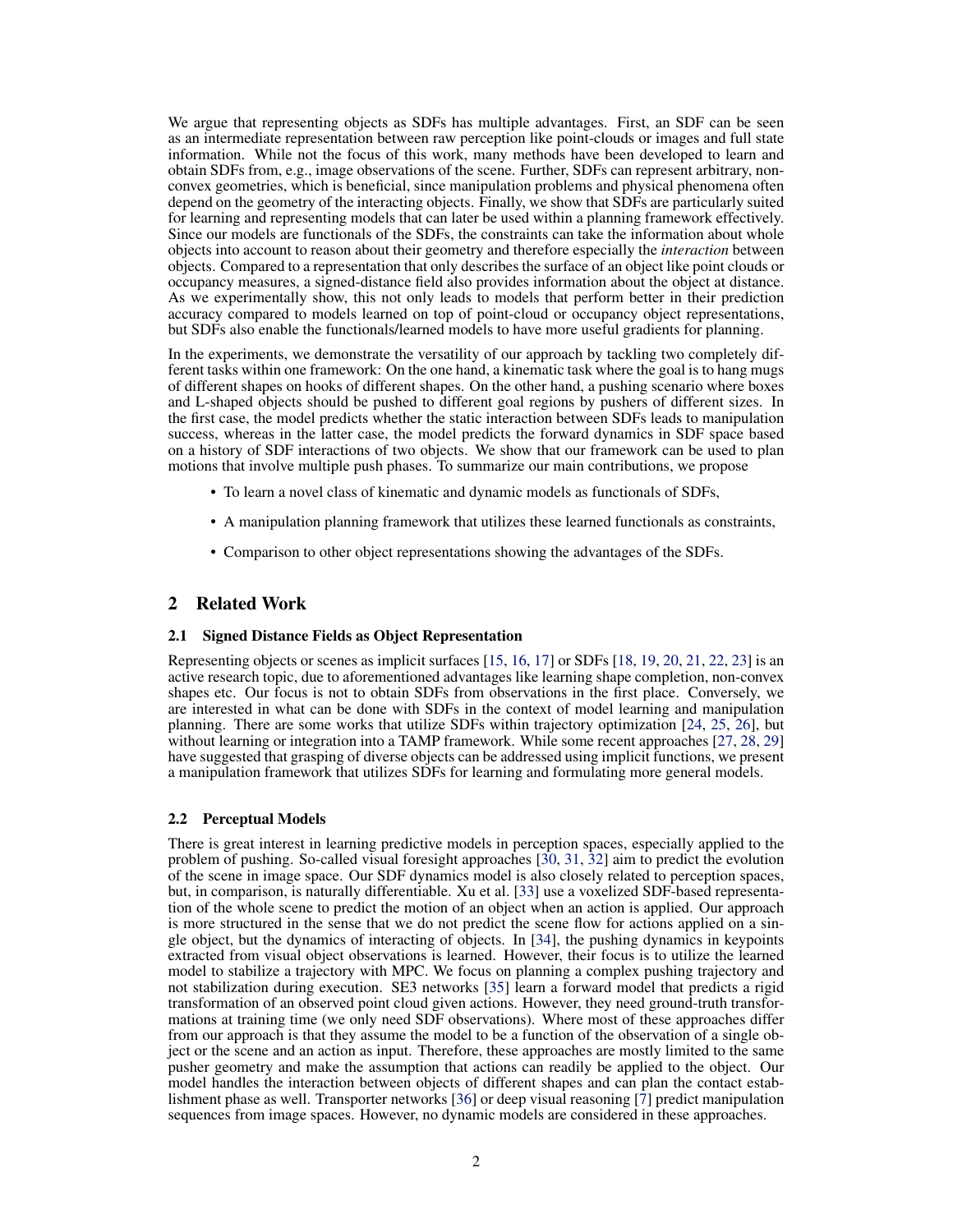We argue that representing objects as SDFs has multiple advantages. First, an SDF can be seen as an intermediate representation between raw perception like point-clouds or images and full state information. While not the focus of this work, many methods have been developed to learn and obtain SDFs from, e.g., image observations of the scene. Further, SDFs can represent arbitrary, non-convex geometries, which is beneficial, since manipulation problems and physical phenomena often depend on the geometry of the interacting objects. Finally, we show that SDFs are particularly suited for learning and representing models that can later be used within a planning framework effectively. Since our models are functionals of the SDFs, the constraints can take the information about whole objects into account to reason about their geometry and therefore especially the *interaction* between objects. Compared to a representation that only describes the surface of an object like point clouds or occupancy measures, a signed-distance field also provides information about the object at distance. As we experimentally show, this not only leads to models that perform better in their prediction accuracy compared to models learned on top of point-cloud or occupancy object representations, but SDFs also enable the functionals/learned models to have more useful gradients for planning.

In the experiments, we demonstrate the versatility of our approach by tackling two completely different tasks within one framework: On the one hand, a kinematic task where the goal is to hang mugs of different shapes on hooks of different shapes. On the other hand, a pushing scenario where boxes and L-shaped objects should be pushed to different goal regions by pushers of different sizes. In the first case, the model predicts whether the static interaction between SDFs leads to manipulation success, whereas in the latter case, the model predicts the forward dynamics in SDF space based on a history of SDF interactions of two objects. We show that our framework can be used to plan motions that involve multiple push phases. To summarize our main contributions, we propose

- To learn a novel class of kinematic and dynamic models as functionals of SDFs,
- A manipulation planning framework that utilizes these learned functionals as constraints,
- Comparison to other object representations showing the advantages of the SDFs.

## 2 Related Work

### 2.1 Signed Distance Fields as Object Representation

Representing objects or scenes as implicit surfaces [15, 16, 17] or SDFs [18, 19, 20, 21, 22, 23] is an active research topic, due to aforementioned advantages like learning shape completion, non-convex shapes etc. Our focus is not to obtain SDFs from observations in the first place. Conversely, we are interested in what can be done with SDFs in the context of model learning and manipulation planning. There are some works that utilize SDFs within trajectory optimization [24, 25, 26], but without learning or integration into a TAMP framework. While some recent approaches [27, 28, 29] have suggested that grasping of diverse objects can be addressed using implicit functions, we present a manipulation framework that utilizes SDFs for learning and formulating more general models.

### 2.2 Perceptual Models

There is great interest in learning predictive models in perception spaces, especially applied to the problem of pushing. So-called visual foresight approaches [30, 31, 32] aim to predict the evolution of the scene in image space. Our SDF dynamics model is also closely related to perception spaces, but, in comparison, is naturally differentiable. Xu et al. [33] use a voxelized SDF-based representation of the whole scene to predict the motion of an object when an action is applied. Our approach is more structured in the sense that we do not predict the scene flow for actions applied on a single object, but the dynamics of interacting of objects. In [34], the pushing dynamics in keypoints extracted from visual object observations is learned. However, their focus is to utilize the learned model to stabilize a trajectory with MPC. We focus on planning a complex pushing trajectory and not stabilization during execution. SE3 networks [35] learn a forward model that predicts a rigid transformation of an observed point cloud given actions. However, they need ground-truth transformations at training time (we only need SDF observations). Where most of these approaches differ from our approach is that they assume the model to be a function of the observation of a single object or the scene and an action as input. Therefore, these approaches are mostly limited to the same pusher geometry and make the assumption that actions can readily be applied to the object. Our model handles the interaction between objects of different shapes and can plan the contact establishment phase as well. Transporter networks [36] or deep visual reasoning [7] predict manipulation sequences from image spaces. However, no dynamic models are considered in these approaches.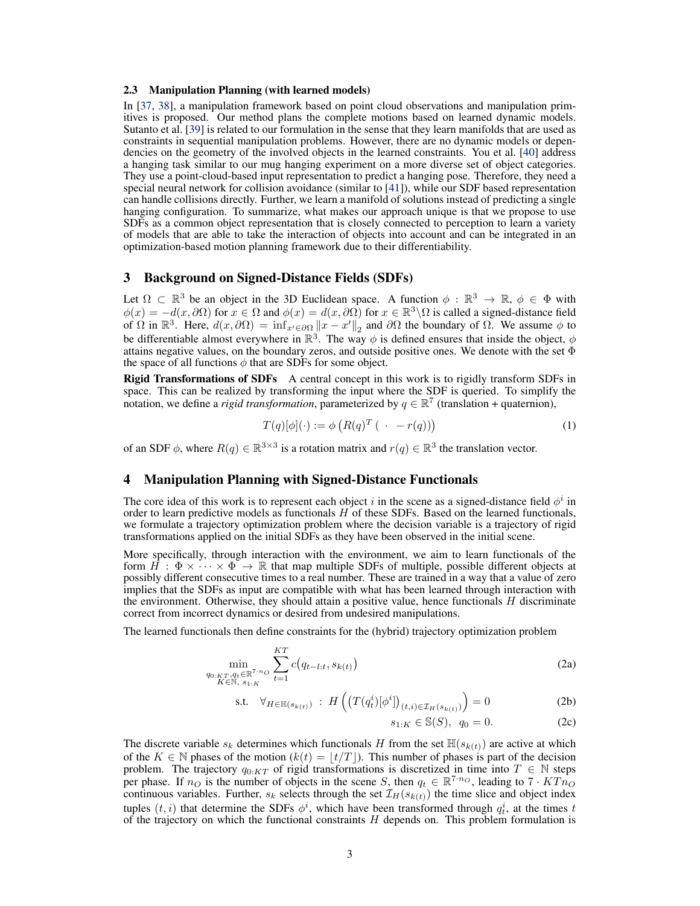### 2.3 Manipulation Planning (with learned models)

In [37, 38], a manipulation framework based on point cloud observations and manipulation primitives is proposed. Our method plans the complete motions based on learned dynamic models. Sutanto et al. [39] is related to our formulation in the sense that they learn manifolds that are used as constraints in sequential manipulation problems. However, there are no dynamic models or dependencies on the geometry of the involved objects in the learned constraints. You et al. [40] address a hanging task similar to our mug hanging experiment on a more diverse set of object categories. They use a point-cloud-based input representation to predict a hanging pose. Therefore, they need a special neural network for collision avoidance (similar to [41]), while our SDF based representation can handle collisions directly. Further, we learn a manifold of solutions instead of predicting a single hanging configuration. To summarize, what makes our approach unique is that we propose to use SDFs as a common object representation that is closely connected to perception to learn a variety of models that are able to take the interaction of objects into account and can be integrated in an optimization-based motion planning framework due to their differentiability.

## 3 Background on Signed-Distance Fields (SDFs)

Let $\Omega \subset \mathbb{R}^3$ be an object in the 3D Euclidean space. A function $\phi : \mathbb{R}^3 \to \mathbb{R}$, $\phi \in \Phi$ with $\phi(x) = -d(x, \partial\Omega)$ for $x \in \Omega$ and $\phi(x) = d(x, \partial\Omega)$ for $x \in \mathbb{R}^3 \backslash \Omega$ is called a signed-distance field of $\Omega$ in $\mathbb{R}^3$. Here, $d(x, \partial\Omega) = \inf_{x' \in \partial\Omega} \|x - x'\|_2$ and $\partial\Omega$ the boundary of $\Omega$. We assume $\phi$ to be differentiable almost everywhere in $\mathbb{R}^3$. The way $\phi$ is defined ensures that inside the object, $\phi$ attains negative values, on the boundary zeros, and outside positive ones. We denote with the set $\Phi$ the space of all functions $\phi$ that are SDFs for some object.

**Rigid Transformations of SDFs** A central concept in this work is to rigidly transform SDFs in space. This can be realized by transforming the input where the SDF is queried. To simplify the notation, we define a *rigid transformation*, parameterized by $q \in \mathbb{R}^7$ (translation + quaternion),

$$T(q)[\phi](\cdot) := \phi\left(R(q)^T \left( \ \cdot \ - r(q)\right)\right) \tag{1}$$

of an SDF $\phi$, where $R(q) \in \mathbb{R}^{3\times3}$ is a rotation matrix and $r(q) \in \mathbb{R}^3$ the translation vector.

## 4 Manipulation Planning with Signed-Distance Functionals

The core idea of this work is to represent each object $i$ in the scene as a signed-distance field $\phi^i$ in order to learn predictive models as functionals $H$ of these SDFs. Based on the learned functionals, we formulate a trajectory optimization problem where the decision variable is a trajectory of rigid transformations applied on the initial SDFs as they have been observed in the initial scene.

More specifically, through interaction with the environment, we aim to learn functionals of the form $H : \Phi \times \cdots \times \Phi \to \mathbb{R}$ that map multiple SDFs of multiple, possible different objects at possibly different consecutive times to a real number. These are trained in a way that a value of zero implies that the SDFs as input are compatible with what has been learned through interaction with the environment. Otherwise, they should attain a positive value, hence functionals $H$ discriminate correct from incorrect dynamics or desired from undesired manipulations.

The learned functionals then define constraints for the (hybrid) trajectory optimization problem

$$\min_{\substack{q_{0:KT}, q_t \in \mathbb{R}^{7\cdot n_O} \\ K \in \mathbb{N},\ s_{1:K}}} \sum_{t=1}^{KT} c\big(q_{t-l:t}, s_{k(t)}\big) \tag{2a}$$

$$\text{s.t.} \quad \forall_{H \in \mathbb{H}(s_{k(t)})} \ : \ H\left(\left(T(q_t^i)[\phi^i]\right)_{(t,i)\in\mathcal{I}_H(s_{k(t)})}\right) = 0 \tag{2b}$$

$$s_{1:K} \in \mathbb{S}(S), \ \ q_0 = 0. \tag{2c}$$

The discrete variable $s_k$ determines which functionals $H$ from the set $\mathbb{H}(s_{k(t)})$ are active at which of the $K \in \mathbb{N}$ phases of the motion ($k(t) = \lfloor t/T \rceil$). This number of phases is part of the decision problem. The trajectory $q_{0:KT}$ of rigid transformations is discretized in time into $T \in \mathbb{N}$ steps per phase. If $n_O$ is the number of objects in the scene $S$, then $q_t \in \mathbb{R}^{7\cdot n_O}$, leading to $7 \cdot KTn_O$ continuous variables. Further, $s_k$ selects through the set $\mathcal{I}_H(s_{k(t)})$ the time slice and object index tuples $(t, i)$ that determine the SDFs $\phi^i$, which have been transformed through $q_t^i$, at the times $t$ of the trajectory on which the functional constraints $H$ depends on. This problem formulation is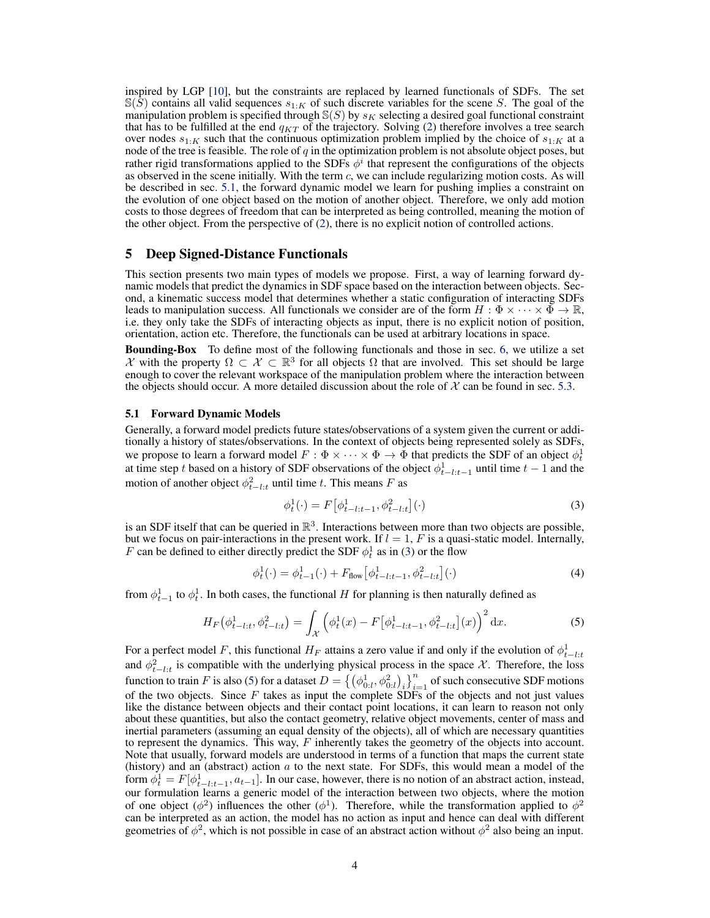inspired by LGP [10], but the constraints are replaced by learned functionals of SDFs. The set $\mathbb{S}(S)$ contains all valid sequences $s_{1:K}$ of such discrete variables for the scene $S$. The goal of the manipulation problem is specified through $\mathbb{S}(S)$ by $s_K$ selecting a desired goal functional constraint that has to be fulfilled at the end $q_{KT}$ of the trajectory. Solving (2) therefore involves a tree search over nodes $s_{1:K}$ such that the continuous optimization problem implied by the choice of $s_{1:K}$ at a node of the tree is feasible. The role of $q$ in the optimization problem is not absolute object poses, but rather rigid transformations applied to the SDFs $\phi^i$ that represent the configurations of the objects as observed in the scene initially. With the term $c$, we can include regularizing motion costs. As will be described in sec. 5.1, the forward dynamic model we learn for pushing implies a constraint on the evolution of one object based on the motion of another object. Therefore, we only add motion costs to those degrees of freedom that can be interpreted as being controlled, meaning the motion of the other object. From the perspective of (2), there is no explicit notion of controlled actions.

# 5 Deep Signed-Distance Functionals

This section presents two main types of models we propose. First, a way of learning forward dynamic models that predict the dynamics in SDF space based on the interaction between objects. Second, a kinematic success model that determines whether a static configuration of interacting SDFs leads to manipulation success. All functionals we consider are of the form $H : \Phi \times \cdots \times \Phi \to \mathbb{R}$, i.e. they only take the SDFs of interacting objects as input, there is no explicit notion of position, orientation, action etc. Therefore, the functionals can be used at arbitrary locations in space.

**Bounding-Box** To define most of the following functionals and those in sec. 6, we utilize a set $\mathcal{X}$ with the property $\Omega \subset \mathcal{X} \subset \mathbb{R}^3$ for all objects $\Omega$ that are involved. This set should be large enough to cover the relevant workspace of the manipulation problem where the interaction between the objects should occur. A more detailed discussion about the role of $\mathcal{X}$ can be found in sec. 5.3.

## 5.1 Forward Dynamic Models

Generally, a forward model predicts future states/observations of a system given the current or additionally a history of states/observations. In the context of objects being represented solely as SDFs, we propose to learn a forward model $F : \Phi \times \cdots \times \Phi \to \Phi$ that predicts the SDF of an object $\phi^1_t$ at time step $t$ based on a history of SDF observations of the object $\phi^1_{t-l:t-1}$ until time $t-1$ and the motion of another object $\phi^2_{t-l:t}$ until time $t$. This means $F$ as

$$\phi^1_t(\cdot) = F\big[\phi^1_{t-l:t-1}, \phi^2_{t-l:t}\big](\cdot) \tag{3}$$

is an SDF itself that can be queried in $\mathbb{R}^3$. Interactions between more than two objects are possible, but we focus on pair-interactions in the present work. If $l = 1$, $F$ is a quasi-static model. Internally, $F$ can be defined to either directly predict the SDF $\phi^1_t$ as in (3) or the flow

$$\phi^1_t(\cdot) = \phi^1_{t-1}(\cdot) + F_{\text{flow}}\big[\phi^1_{t-l:t-1}, \phi^2_{t-l:t}\big](\cdot) \tag{4}$$

from $\phi^1_{t-1}$ to $\phi^1_t$. In both cases, the functional $H$ for planning is then naturally defined as

$$H_F\big(\phi^1_{t-l:t}, \phi^2_{t-l:t}\big) = \int_{\mathcal{X}} \Big(\phi^1_t(x) - F\big[\phi^1_{t-l:t-1}, \phi^2_{t-l:t}\big](x)\Big)^2 \,\mathrm{d}x. \tag{5}$$

For a perfect model $F$, this functional $H_F$ attains a zero value if and only if the evolution of $\phi^1_{t-l:t}$ and $\phi^2_{t-l:t}$ is compatible with the underlying physical process in the space $\mathcal{X}$. Therefore, the loss function to train $F$ is also (5) for a dataset $D = \big\{\big(\phi^1_{0:l}, \phi^2_{0:l}\big)_i\big\}_{i=1}^n$ of such consecutive SDF motions of the two objects. Since $F$ takes as input the complete SDFs of the objects and not just values like the distance between objects and their contact point locations, it can learn to reason not only about these quantities, but also the contact geometry, relative object movements, center of mass and inertial parameters (assuming an equal density of the objects), all of which are necessary quantities to represent the dynamics. This way, $F$ inherently takes the geometry of the objects into account. Note that usually, forward models are understood in terms of a function that maps the current state (history) and an (abstract) action $a$ to the next state. For SDFs, this would mean a model of the form $\phi^1_t = F[\phi^1_{t-l:t-1}, a_{t-1}]$. In our case, however, there is no notion of an abstract action, instead, our formulation learns a generic model of the interaction between two objects, where the motion of one object ($\phi^2$) influences the other ($\phi^1$). Therefore, while the transformation applied to $\phi^2$ can be interpreted as an action, the model has no action as input and hence can deal with different geometries of $\phi^2$, which is not possible in case of an abstract action without $\phi^2$ also being an input.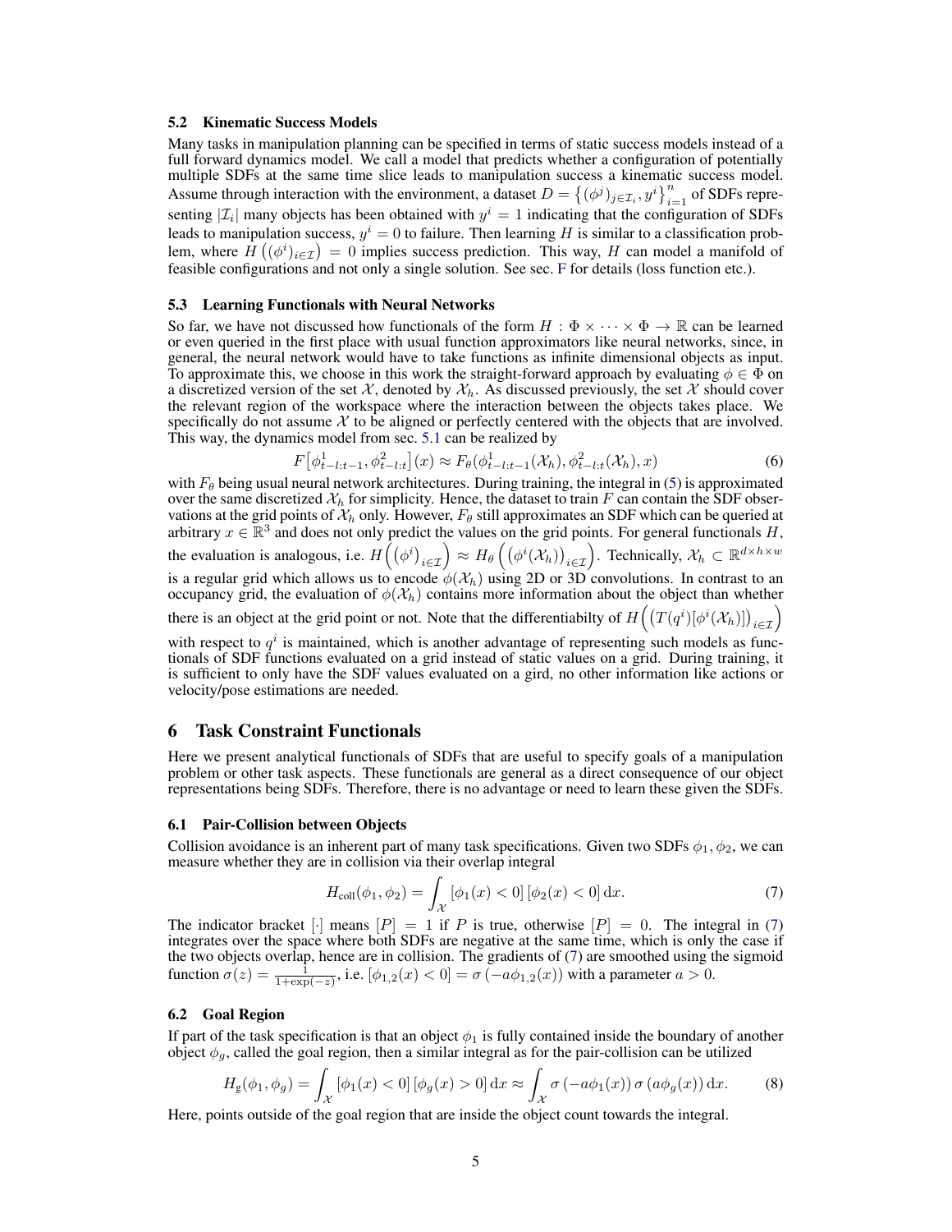### 5.2 Kinematic Success Models

Many tasks in manipulation planning can be specified in terms of static success models instead of a full forward dynamics model. We call a model that predicts whether a configuration of potentially multiple SDFs at the same time slice leads to manipulation success a kinematic success model. Assume through interaction with the environment, a dataset $D = \left\{(\phi^j)_{j\in\mathcal{I}_i}, y^i\right\}_{i=1}^n$ of SDFs representing $|\mathcal{I}_i|$ many objects has been obtained with $y^i = 1$ indicating that the configuration of SDFs leads to manipulation success, $y^i = 0$ to failure. Then learning $H$ is similar to a classification problem, where $H\left((\phi^i)_{i\in\mathcal{I}}\right) = 0$ implies success prediction. This way, $H$ can model a manifold of feasible configurations and not only a single solution. See sec. F for details (loss function etc.).

### 5.3 Learning Functionals with Neural Networks

So far, we have not discussed how functionals of the form $H : \Phi \times \cdots \times \Phi \to \mathbb{R}$ can be learned or even queried in the first place with usual function approximators like neural networks, since, in general, the neural network would have to take functions as infinite dimensional objects as input. To approximate this, we choose in this work the straight-forward approach by evaluating $\phi \in \Phi$ on a discretized version of the set $\mathcal{X}$, denoted by $\mathcal{X}_h$. As discussed previously, the set $\mathcal{X}$ should cover the relevant region of the workspace where the interaction between the objects takes place. We specifically do not assume $\mathcal{X}$ to be aligned or perfectly centered with the objects that are involved. This way, the dynamics model from sec. 5.1 can be realized by

$$F\left[\phi^1_{t-l:t-1}, \phi^2_{t-l:t}\right](x) \approx F_\theta(\phi^1_{t-l:t-1}(\mathcal{X}_h), \phi^2_{t-l:t}(\mathcal{X}_h), x) \tag{6}$$

with $F_\theta$ being usual neural network architectures. During training, the integral in (5) is approximated over the same discretized $\mathcal{X}_h$ for simplicity. Hence, the dataset to train $F$ can contain the SDF observations at the grid points of $\mathcal{X}_h$ only. However, $F_\theta$ still approximates an SDF which can be queried at arbitrary $x \in \mathbb{R}^3$ and does not only predict the values on the grid points. For general functionals $H$, the evaluation is analogous, i.e. $H\left(\left(\phi^i\right)_{i\in\mathcal{I}}\right) \approx H_\theta\left(\left(\phi^i(\mathcal{X}_h)\right)_{i\in\mathcal{I}}\right)$. Technically, $\mathcal{X}_h \subset \mathbb{R}^{d\times h\times w}$ is a regular grid which allows us to encode $\phi(\mathcal{X}_h)$ using 2D or 3D convolutions. In contrast to an occupancy grid, the evaluation of $\phi(\mathcal{X}_h)$ contains more information about the object than whether there is an object at the grid point or not. Note that the differentiabilty of $H\left(\left(T(q^i)[\phi^i(\mathcal{X}_h)]\right)_{i\in\mathcal{I}}\right)$ with respect to $q^i$ is maintained, which is another advantage of representing such models as functionals of SDF functions evaluated on a grid instead of static values on a grid. During training, it is sufficient to only have the SDF values evaluated on a gird, no other information like actions or velocity/pose estimations are needed.

## 6 Task Constraint Functionals

Here we present analytical functionals of SDFs that are useful to specify goals of a manipulation problem or other task aspects. These functionals are general as a direct consequence of our object representations being SDFs. Therefore, there is no advantage or need to learn these given the SDFs.

### 6.1 Pair-Collision between Objects

Collision avoidance is an inherent part of many task specifications. Given two SDFs $\phi_1, \phi_2$, we can measure whether they are in collision via their overlap integral

$$H_{\text{coll}}(\phi_1, \phi_2) = \int_{\mathcal{X}} [\phi_1(x) < 0]\, [\phi_2(x) < 0]\, \mathrm{d}x. \tag{7}$$

The indicator bracket $[\cdot]$ means $[P] = 1$ if $P$ is true, otherwise $[P] = 0$. The integral in (7) integrates over the space where both SDFs are negative at the same time, which is only the case if the two objects overlap, hence are in collision. The gradients of (7) are smoothed using the sigmoid function $\sigma(z) = \frac{1}{1+\exp(-z)}$, i.e. $[\phi_{1,2}(x) < 0] = \sigma\left(-a\phi_{1,2}(x)\right)$ with a parameter $a > 0$.

### 6.2 Goal Region

If part of the task specification is that an object $\phi_1$ is fully contained inside the boundary of another object $\phi_g$, called the goal region, then a similar integral as for the pair-collision can be utilized

$$H_{\text{g}}(\phi_1, \phi_g) = \int_{\mathcal{X}} [\phi_1(x) < 0]\, [\phi_g(x) > 0]\, \mathrm{d}x \approx \int_{\mathcal{X}} \sigma\left(-a\phi_1(x)\right) \sigma\left(a\phi_g(x)\right) \mathrm{d}x. \tag{8}$$

Here, points outside of the goal region that are inside the object count towards the integral.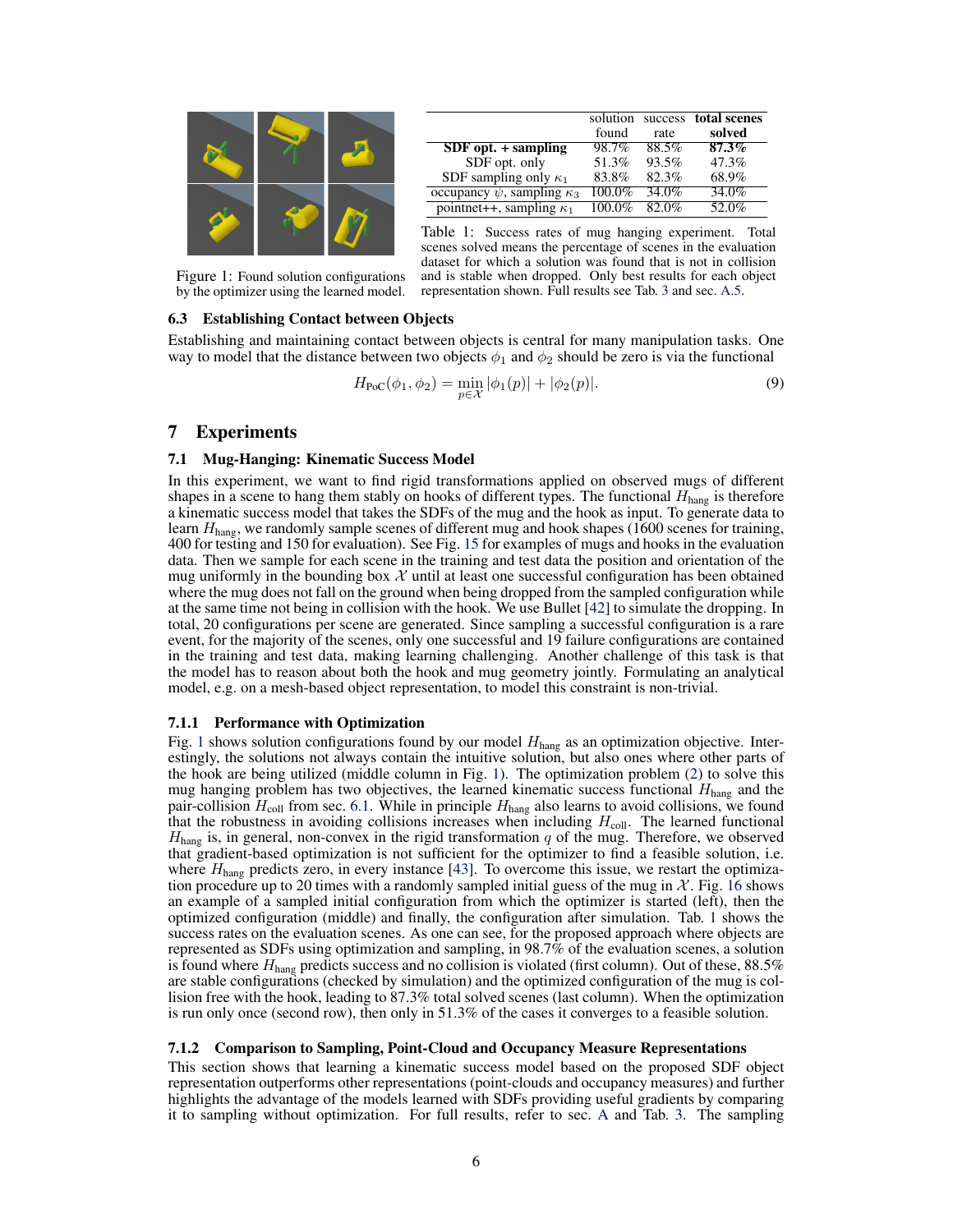Figure 1: Found solution configurations by the optimizer using the learned model.

|  | solution found | success rate | **total scenes solved** |
|---|---|---|---|
| **SDF opt. + sampling** | 98.7% | 88.5% | **87.3%** |
| SDF opt. only | 51.3% | 93.5% | 47.3% |
| SDF sampling only $\kappa_1$ | 83.8% | 82.3% | 68.9% |
| occupancy $\psi$, sampling $\kappa_3$ | 100.0% | 34.0% | 34.0% |
| pointnet++, sampling $\kappa_1$ | 100.0% | 82.0% | 52.0% |

Table 1: Success rates of mug hanging experiment. Total scenes solved means the percentage of scenes in the evaluation dataset for which a solution was found that is not in collision and is stable when dropped. Only best results for each object representation shown. Full results see Tab. 3 and sec. A.5.

### 6.3 Establishing Contact between Objects

Establishing and maintaining contact between objects is central for many manipulation tasks. One way to model that the distance between two objects $\phi_1$ and $\phi_2$ should be zero is via the functional

$$H_{\text{PoC}}(\phi_1, \phi_2) = \min_{p \in \mathcal{X}} |\phi_1(p)| + |\phi_2(p)|. \tag{9}$$

## 7 Experiments

### 7.1 Mug-Hanging: Kinematic Success Model

In this experiment, we want to find rigid transformations applied on observed mugs of different shapes in a scene to hang them stably on hooks of different types. The functional $H_{\text{hang}}$ is therefore a kinematic success model that takes the SDFs of the mug and the hook as input. To generate data to learn $H_{\text{hang}}$, we randomly sample scenes of different mug and hook shapes (1600 scenes for training, 400 for testing and 150 for evaluation). See Fig. 15 for examples of mugs and hooks in the evaluation data. Then we sample for each scene in the training and test data the position and orientation of the mug uniformly in the bounding box $\mathcal{X}$ until at least one successful configuration has been obtained where the mug does not fall on the ground when being dropped from the sampled configuration while at the same time not being in collision with the hook. We use Bullet [42] to simulate the dropping. In total, 20 configurations per scene are generated. Since sampling a successful configuration is a rare event, for the majority of the scenes, only one successful and 19 failure configurations are contained in the training and test data, making learning challenging. Another challenge of this task is that the model has to reason about both the hook and mug geometry jointly. Formulating an analytical model, e.g. on a mesh-based object representation, to model this constraint is non-trivial.

#### 7.1.1 Performance with Optimization

Fig. 1 shows solution configurations found by our model $H_{\text{hang}}$ as an optimization objective. Interestingly, the solutions not always contain the intuitive solution, but also ones where other parts of the hook are being utilized (middle column in Fig. 1). The optimization problem (2) to solve this mug hanging problem has two objectives, the learned kinematic success functional $H_{\text{hang}}$ and the pair-collision $H_{\text{coll}}$ from sec. 6.1. While in principle $H_{\text{hang}}$ also learns to avoid collisions, we found that the robustness in avoiding collisions increases when including $H_{\text{coll}}$. The learned functional $H_{\text{hang}}$ is, in general, non-convex in the rigid transformation $q$ of the mug. Therefore, we observed that gradient-based optimization is not sufficient for the optimizer to find a feasible solution, i.e. where $H_{\text{hang}}$ predicts zero, in every instance [43]. To overcome this issue, we restart the optimization procedure up to 20 times with a randomly sampled initial guess of the mug in $\mathcal{X}$. Fig. 16 shows an example of a sampled initial configuration from which the optimizer is started (left), then the optimized configuration (middle) and finally, the configuration after simulation. Tab. 1 shows the success rates on the evaluation scenes. As one can see, for the proposed approach where objects are represented as SDFs using optimization and sampling, in 98.7% of the evaluation scenes, a solution is found where $H_{\text{hang}}$ predicts success and no collision is violated (first column). Out of these, 88.5% are stable configurations (checked by simulation) and the optimized configuration of the mug is collision free with the hook, leading to 87.3% total solved scenes (last column). When the optimization is run only once (second row), then only in 51.3% of the cases it converges to a feasible solution.

#### 7.1.2 Comparison to Sampling, Point-Cloud and Occupancy Measure Representations

This section shows that learning a kinematic success model based on the proposed SDF object representation outperforms other representations (point-clouds and occupancy measures) and further highlights the advantage of the models learned with SDFs providing useful gradients by comparing it to sampling without optimization. For full results, refer to sec. A and Tab. 3. The sampling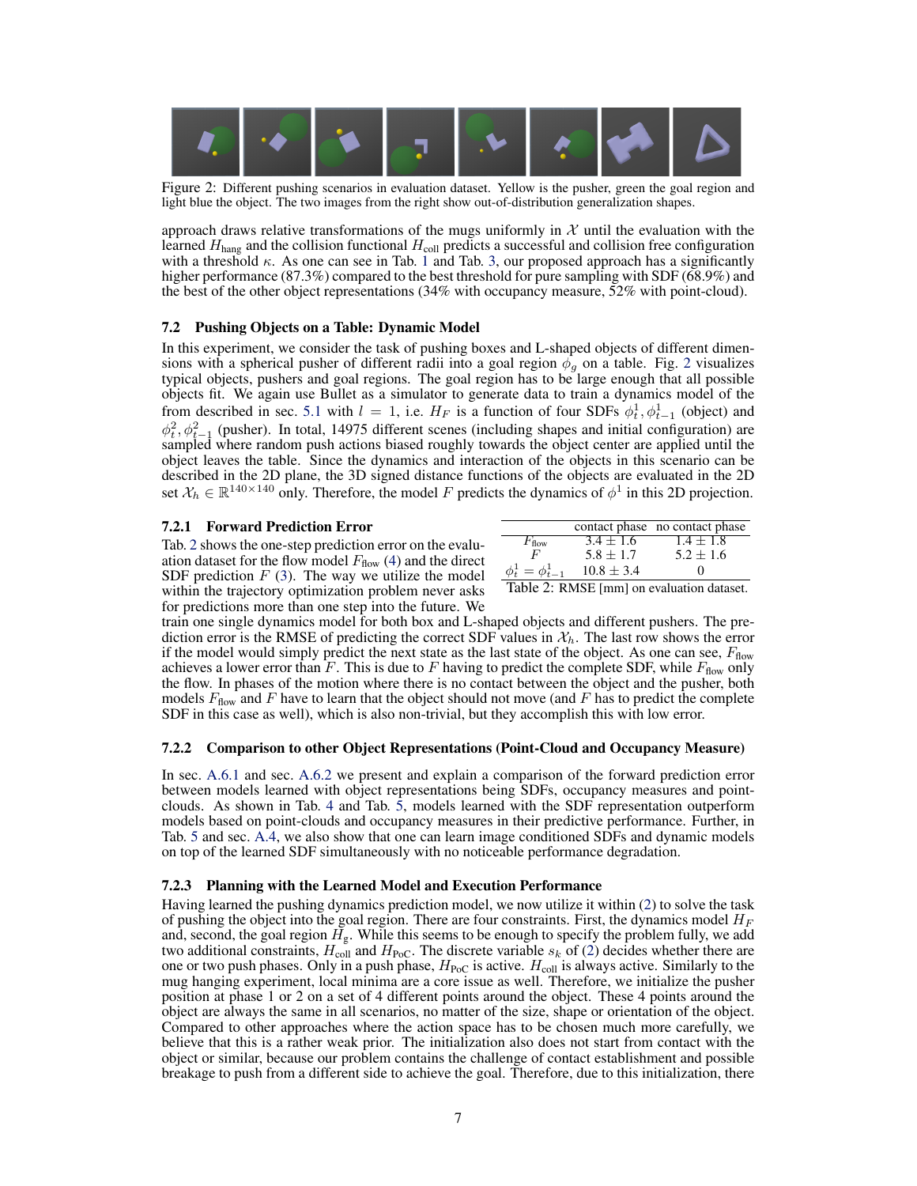Figure 2: Different pushing scenarios in evaluation dataset. Yellow is the pusher, green the goal region and light blue the object. The two images from the right show out-of-distribution generalization shapes.

approach draws relative transformations of the mugs uniformly in $\mathcal{X}$ until the evaluation with the learned $H_{\text{hang}}$ and the collision functional $H_{\text{coll}}$ predicts a successful and collision free configuration with a threshold $\kappa$. As one can see in Tab. 1 and Tab. 3, our proposed approach has a significantly higher performance (87.3%) compared to the best threshold for pure sampling with SDF (68.9%) and the best of the other object representations (34% with occupancy measure, 52% with point-cloud).

### 7.2 Pushing Objects on a Table: Dynamic Model

In this experiment, we consider the task of pushing boxes and L-shaped objects of different dimensions with a spherical pusher of different radii into a goal region $\phi_g$ on a table. Fig. 2 visualizes typical objects, pushers and goal regions. The goal region has to be large enough that all possible objects fit. We again use Bullet as a simulator to generate data to train a dynamics model of the from described in sec. 5.1 with $l = 1$, i.e. $H_F$ is a function of four SDFs $\phi^1_t, \phi^1_{t-1}$ (object) and $\phi^2_t, \phi^2_{t-1}$ (pusher). In total, 14975 different scenes (including shapes and initial configuration) are sampled where random push actions biased roughly towards the object center are applied until the object leaves the table. Since the dynamics and interaction of the objects in this scenario can be described in the 2D plane, the 3D signed distance functions of the objects are evaluated in the 2D set $\mathcal{X}_h \in \mathbb{R}^{140\times 140}$ only. Therefore, the model $F$ predicts the dynamics of $\phi^1$ in this 2D projection.

#### 7.2.1 Forward Prediction Error

Tab. 2 shows the one-step prediction error on the evaluation dataset for the flow model $F_{\text{flow}}$ (4) and the direct SDF prediction $F$ (3). The way we utilize the model within the trajectory optimization problem never asks for predictions more than one step into the future. We train one single dynamics model for both box and L-shaped objects and different pushers. The prediction error is the RMSE of predicting the correct SDF values in $\mathcal{X}_h$. The last row shows the error if the model would simply predict the next state as the last state of the object. As one can see, $F_{\text{flow}}$ achieves a lower error than $F$. This is due to $F$ having to predict the complete SDF, while $F_{\text{flow}}$ only the flow. In phases of the motion where there is no contact between the object and the pusher, both models $F_{\text{flow}}$ and $F$ have to learn that the object should not move (and $F$ has to predict the complete SDF in this case as well), which is also non-trivial, but they accomplish this with low error.

| | contact phase | no contact phase |
|---|---|---|
| $F_{\text{flow}}$ | $3.4 \pm 1.6$ | $1.4 \pm 1.8$ |
| $F$ | $5.8 \pm 1.7$ | $5.2 \pm 1.6$ |
| $\phi^1_t = \phi^1_{t-1}$ | $10.8 \pm 3.4$ | 0 |

Table 2: RMSE [mm] on evaluation dataset.

#### 7.2.2 Comparison to other Object Representations (Point-Cloud and Occupancy Measure)

In sec. A.6.1 and sec. A.6.2 we present and explain a comparison of the forward prediction error between models learned with object representations being SDFs, occupancy measures and point-clouds. As shown in Tab. 4 and Tab. 5, models learned with the SDF representation outperform models based on point-clouds and occupancy measures in their predictive performance. Further, in Tab. 5 and sec. A.4, we also show that one can learn image conditioned SDFs and dynamic models on top of the learned SDF simultaneously with no noticeable performance degradation.

#### 7.2.3 Planning with the Learned Model and Execution Performance

Having learned the pushing dynamics prediction model, we now utilize it within (2) to solve the task of pushing the object into the goal region. There are four constraints. First, the dynamics model $H_F$ and, second, the goal region $H_{\text{g}}$. While this seems to be enough to specify the problem fully, we add two additional constraints, $H_{\text{coll}}$ and $H_{\text{PoC}}$. The discrete variable $s_k$ of (2) decides whether there are one or two push phases. Only in a push phase, $H_{\text{PoC}}$ is active. $H_{\text{coll}}$ is always active. Similarly to the mug hanging experiment, local minima are a core issue as well. Therefore, we initialize the pusher position at phase 1 or 2 on a set of 4 different points around the object. These 4 points around the object are always the same in all scenarios, no matter of the size, shape or orientation of the object. Compared to other approaches where the action space has to be chosen much more carefully, we believe that this is a rather weak prior. The initialization also does not start from contact with the object or similar, because our problem contains the challenge of contact establishment and possible breakage to push from a different side to achieve the goal. Therefore, due to this initialization, there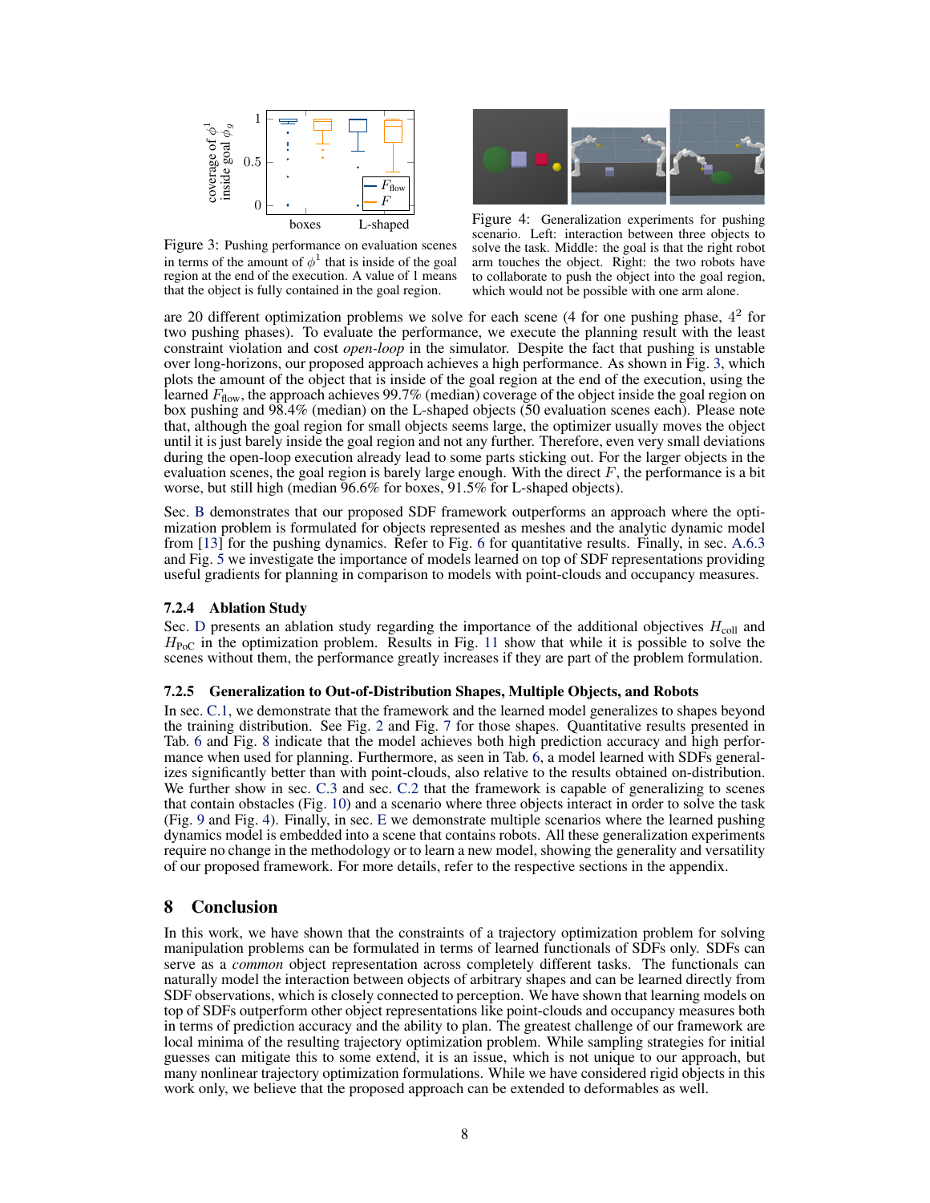Figure 3: Pushing performance on evaluation scenes in terms of the amount of $\phi^1$ that is inside of the goal region at the end of the execution. A value of 1 means that the object is fully contained in the goal region.

Figure 4: Generalization experiments for pushing scenario. Left: interaction between three objects to solve the task. Middle: the goal is that the right robot arm touches the object. Right: the two robots have to collaborate to push the object into the goal region, which would not be possible with one arm alone.

are 20 different optimization problems we solve for each scene (4 for one pushing phase, $4^2$ for two pushing phases). To evaluate the performance, we execute the planning result with the least constraint violation and cost *open-loop* in the simulator. Despite the fact that pushing is unstable over long-horizons, our proposed approach achieves a high performance. As shown in Fig. 3, which plots the amount of the object that is inside of the goal region at the end of the execution, using the learned $F_{\text{flow}}$, the approach achieves 99.7% (median) coverage of the object inside the goal region on box pushing and 98.4% (median) on the L-shaped objects (50 evaluation scenes each). Please note that, although the goal region for small objects seems large, the optimizer usually moves the object until it is just barely inside the goal region and not any further. Therefore, even very small deviations during the open-loop execution already lead to some parts sticking out. For the larger objects in the evaluation scenes, the goal region is barely large enough. With the direct $F$, the performance is a bit worse, but still high (median 96.6% for boxes, 91.5% for L-shaped objects).

Sec. B demonstrates that our proposed SDF framework outperforms an approach where the optimization problem is formulated for objects represented as meshes and the analytic dynamic model from [13] for the pushing dynamics. Refer to Fig. 6 for quantitative results. Finally, in sec. A.6.3 and Fig. 5 we investigate the importance of models learned on top of SDF representations providing useful gradients for planning in comparison to models with point-clouds and occupancy measures.

### 7.2.4 Ablation Study

Sec. D presents an ablation study regarding the importance of the additional objectives $H_{\text{coll}}$ and $H_{\text{PoC}}$ in the optimization problem. Results in Fig. 11 show that while it is possible to solve the scenes without them, the performance greatly increases if they are part of the problem formulation.

### 7.2.5 Generalization to Out-of-Distribution Shapes, Multiple Objects, and Robots

In sec. C.1, we demonstrate that the framework and the learned model generalizes to shapes beyond the training distribution. See Fig. 2 and Fig. 7 for those shapes. Quantitative results presented in Tab. 6 and Fig. 8 indicate that the model achieves both high prediction accuracy and high performance when used for planning. Furthermore, as seen in Tab. 6, a model learned with SDFs generalizes significantly better than with point-clouds, also relative to the results obtained on-distribution. We further show in sec. C.3 and sec. C.2 that the framework is capable of generalizing to scenes that contain obstacles (Fig. 10) and a scenario where three objects interact in order to solve the task (Fig. 9 and Fig. 4). Finally, in sec. E we demonstrate multiple scenarios where the learned pushing dynamics model is embedded into a scene that contains robots. All these generalization experiments require no change in the methodology or to learn a new model, showing the generality and versatility of our proposed framework. For more details, refer to the respective sections in the appendix.

## 8 Conclusion

In this work, we have shown that the constraints of a trajectory optimization problem for solving manipulation problems can be formulated in terms of learned functionals of SDFs only. SDFs can serve as a *common* object representation across completely different tasks. The functionals can naturally model the interaction between objects of arbitrary shapes and can be learned directly from SDF observations, which is closely connected to perception. We have shown that learning models on top of SDFs outperform other object representations like point-clouds and occupancy measures both in terms of prediction accuracy and the ability to plan. The greatest challenge of our framework are local minima of the resulting trajectory optimization problem. While sampling strategies for initial guesses can mitigate this to some extend, it is an issue, which is not unique to our approach, but many nonlinear trajectory optimization formulations. While we have considered rigid objects in this work only, we believe that the proposed approach can be extended to deformables as well.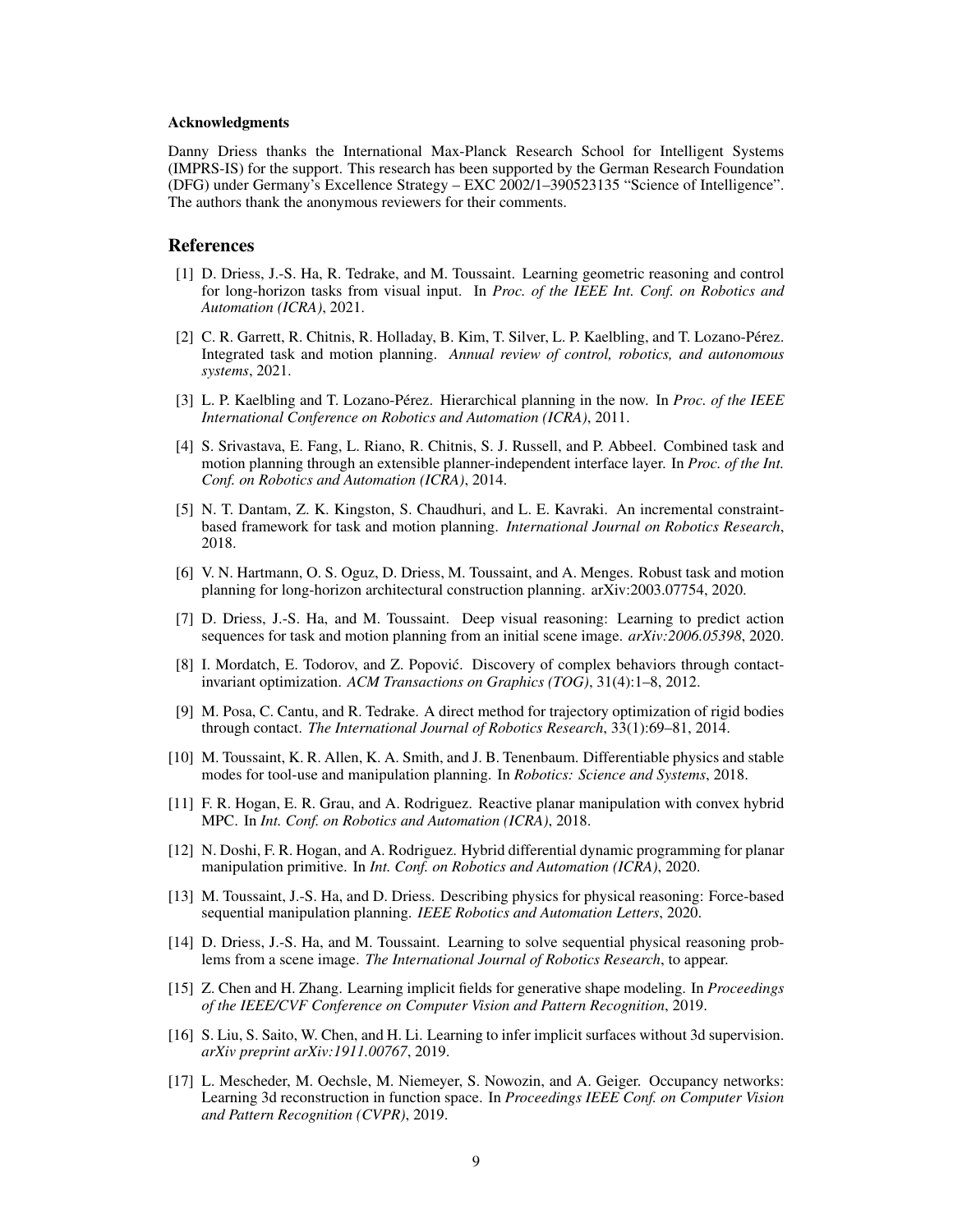#### Acknowledgments

Danny Driess thanks the International Max-Planck Research School for Intelligent Systems (IMPRS-IS) for the support. This research has been supported by the German Research Foundation (DFG) under Germany's Excellence Strategy – EXC 2002/1–390523135 "Science of Intelligence". The authors thank the anonymous reviewers for their comments.

## References

[1] D. Driess, J.-S. Ha, R. Tedrake, and M. Toussaint. Learning geometric reasoning and control for long-horizon tasks from visual input. In *Proc. of the IEEE Int. Conf. on Robotics and Automation (ICRA)*, 2021.

[2] C. R. Garrett, R. Chitnis, R. Holladay, B. Kim, T. Silver, L. P. Kaelbling, and T. Lozano-Pérez. Integrated task and motion planning. *Annual review of control, robotics, and autonomous systems*, 2021.

[3] L. P. Kaelbling and T. Lozano-Pérez. Hierarchical planning in the now. In *Proc. of the IEEE International Conference on Robotics and Automation (ICRA)*, 2011.

[4] S. Srivastava, E. Fang, L. Riano, R. Chitnis, S. J. Russell, and P. Abbeel. Combined task and motion planning through an extensible planner-independent interface layer. In *Proc. of the Int. Conf. on Robotics and Automation (ICRA)*, 2014.

[5] N. T. Dantam, Z. K. Kingston, S. Chaudhuri, and L. E. Kavraki. An incremental constraint-based framework for task and motion planning. *International Journal on Robotics Research*, 2018.

[6] V. N. Hartmann, O. S. Oguz, D. Driess, M. Toussaint, and A. Menges. Robust task and motion planning for long-horizon architectural construction planning. arXiv:2003.07754, 2020.

[7] D. Driess, J.-S. Ha, and M. Toussaint. Deep visual reasoning: Learning to predict action sequences for task and motion planning from an initial scene image. *arXiv:2006.05398*, 2020.

[8] I. Mordatch, E. Todorov, and Z. Popović. Discovery of complex behaviors through contact-invariant optimization. *ACM Transactions on Graphics (TOG)*, 31(4):1–8, 2012.

[9] M. Posa, C. Cantu, and R. Tedrake. A direct method for trajectory optimization of rigid bodies through contact. *The International Journal of Robotics Research*, 33(1):69–81, 2014.

[10] M. Toussaint, K. R. Allen, K. A. Smith, and J. B. Tenenbaum. Differentiable physics and stable modes for tool-use and manipulation planning. In *Robotics: Science and Systems*, 2018.

[11] F. R. Hogan, E. R. Grau, and A. Rodriguez. Reactive planar manipulation with convex hybrid MPC. In *Int. Conf. on Robotics and Automation (ICRA)*, 2018.

[12] N. Doshi, F. R. Hogan, and A. Rodriguez. Hybrid differential dynamic programming for planar manipulation primitive. In *Int. Conf. on Robotics and Automation (ICRA)*, 2020.

[13] M. Toussaint, J.-S. Ha, and D. Driess. Describing physics for physical reasoning: Force-based sequential manipulation planning. *IEEE Robotics and Automation Letters*, 2020.

[14] D. Driess, J.-S. Ha, and M. Toussaint. Learning to solve sequential physical reasoning problems from a scene image. *The International Journal of Robotics Research*, to appear.

[15] Z. Chen and H. Zhang. Learning implicit fields for generative shape modeling. In *Proceedings of the IEEE/CVF Conference on Computer Vision and Pattern Recognition*, 2019.

[16] S. Liu, S. Saito, W. Chen, and H. Li. Learning to infer implicit surfaces without 3d supervision. *arXiv preprint arXiv:1911.00767*, 2019.

[17] L. Mescheder, M. Oechsle, M. Niemeyer, S. Nowozin, and A. Geiger. Occupancy networks: Learning 3d reconstruction in function space. In *Proceedings IEEE Conf. on Computer Vision and Pattern Recognition (CVPR)*, 2019.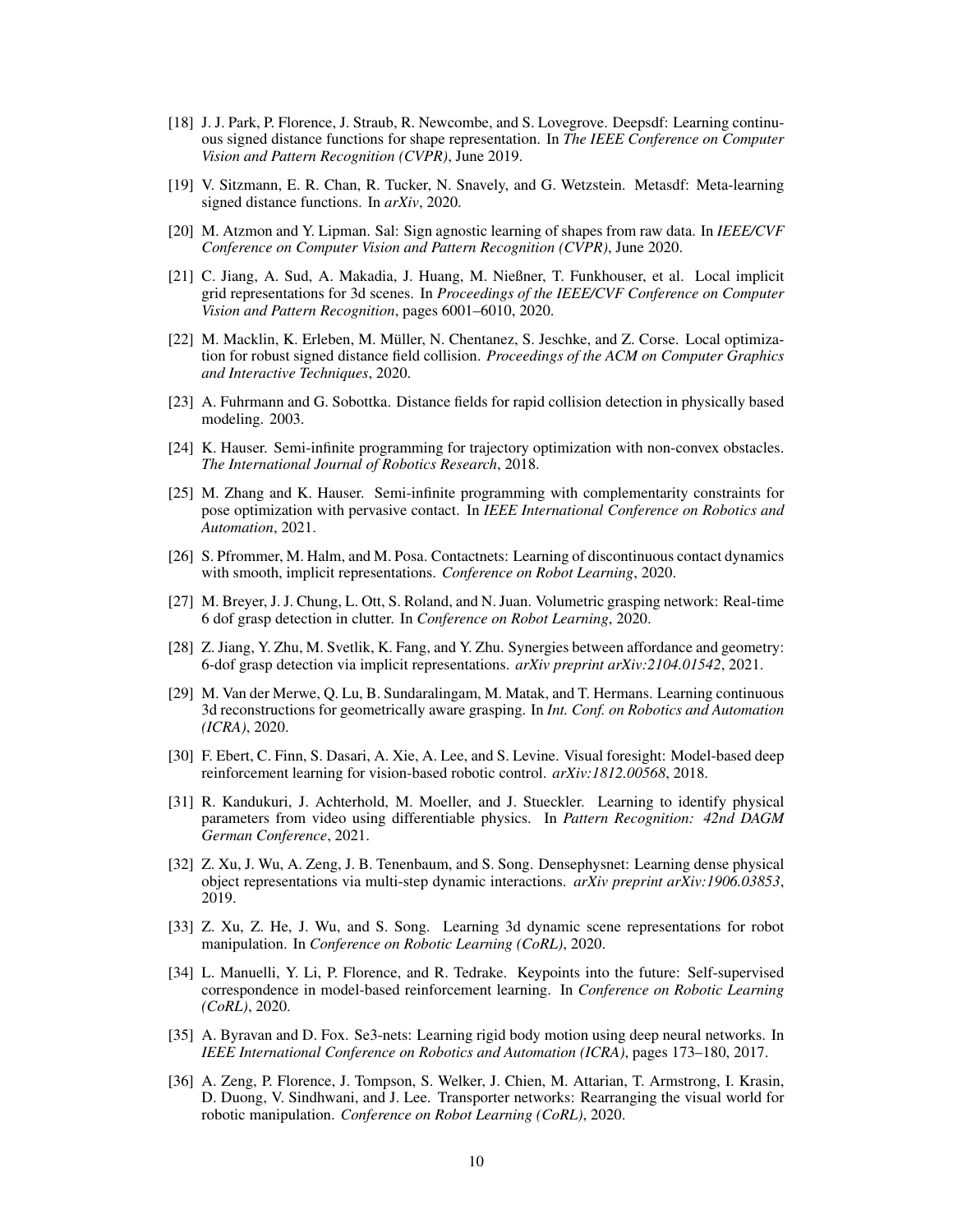[18] J. J. Park, P. Florence, J. Straub, R. Newcombe, and S. Lovegrove. Deepsdf: Learning continuous signed distance functions for shape representation. In *The IEEE Conference on Computer Vision and Pattern Recognition (CVPR)*, June 2019.

[19] V. Sitzmann, E. R. Chan, R. Tucker, N. Snavely, and G. Wetzstein. Metasdf: Meta-learning signed distance functions. In *arXiv*, 2020.

[20] M. Atzmon and Y. Lipman. Sal: Sign agnostic learning of shapes from raw data. In *IEEE/CVF Conference on Computer Vision and Pattern Recognition (CVPR)*, June 2020.

[21] C. Jiang, A. Sud, A. Makadia, J. Huang, M. Nießner, T. Funkhouser, et al. Local implicit grid representations for 3d scenes. In *Proceedings of the IEEE/CVF Conference on Computer Vision and Pattern Recognition*, pages 6001–6010, 2020.

[22] M. Macklin, K. Erleben, M. Müller, N. Chentanez, S. Jeschke, and Z. Corse. Local optimization for robust signed distance field collision. *Proceedings of the ACM on Computer Graphics and Interactive Techniques*, 2020.

[23] A. Fuhrmann and G. Sobottka. Distance fields for rapid collision detection in physically based modeling. 2003.

[24] K. Hauser. Semi-infinite programming for trajectory optimization with non-convex obstacles. *The International Journal of Robotics Research*, 2018.

[25] M. Zhang and K. Hauser. Semi-infinite programming with complementarity constraints for pose optimization with pervasive contact. In *IEEE International Conference on Robotics and Automation*, 2021.

[26] S. Pfrommer, M. Halm, and M. Posa. Contactnets: Learning of discontinuous contact dynamics with smooth, implicit representations. *Conference on Robot Learning*, 2020.

[27] M. Breyer, J. J. Chung, L. Ott, S. Roland, and N. Juan. Volumetric grasping network: Real-time 6 dof grasp detection in clutter. In *Conference on Robot Learning*, 2020.

[28] Z. Jiang, Y. Zhu, M. Svetlik, K. Fang, and Y. Zhu. Synergies between affordance and geometry: 6-dof grasp detection via implicit representations. *arXiv preprint arXiv:2104.01542*, 2021.

[29] M. Van der Merwe, Q. Lu, B. Sundaralingam, M. Matak, and T. Hermans. Learning continuous 3d reconstructions for geometrically aware grasping. In *Int. Conf. on Robotics and Automation (ICRA)*, 2020.

[30] F. Ebert, C. Finn, S. Dasari, A. Xie, A. Lee, and S. Levine. Visual foresight: Model-based deep reinforcement learning for vision-based robotic control. *arXiv:1812.00568*, 2018.

[31] R. Kandukuri, J. Achterhold, M. Moeller, and J. Stueckler. Learning to identify physical parameters from video using differentiable physics. In *Pattern Recognition: 42nd DAGM German Conference*, 2021.

[32] Z. Xu, J. Wu, A. Zeng, J. B. Tenenbaum, and S. Song. Densephysnet: Learning dense physical object representations via multi-step dynamic interactions. *arXiv preprint arXiv:1906.03853*, 2019.

[33] Z. Xu, Z. He, J. Wu, and S. Song. Learning 3d dynamic scene representations for robot manipulation. In *Conference on Robotic Learning (CoRL)*, 2020.

[34] L. Manuelli, Y. Li, P. Florence, and R. Tedrake. Keypoints into the future: Self-supervised correspondence in model-based reinforcement learning. In *Conference on Robotic Learning (CoRL)*, 2020.

[35] A. Byravan and D. Fox. Se3-nets: Learning rigid body motion using deep neural networks. In *IEEE International Conference on Robotics and Automation (ICRA)*, pages 173–180, 2017.

[36] A. Zeng, P. Florence, J. Tompson, S. Welker, J. Chien, M. Attarian, T. Armstrong, I. Krasin, D. Duong, V. Sindhwani, and J. Lee. Transporter networks: Rearranging the visual world for robotic manipulation. *Conference on Robot Learning (CoRL)*, 2020.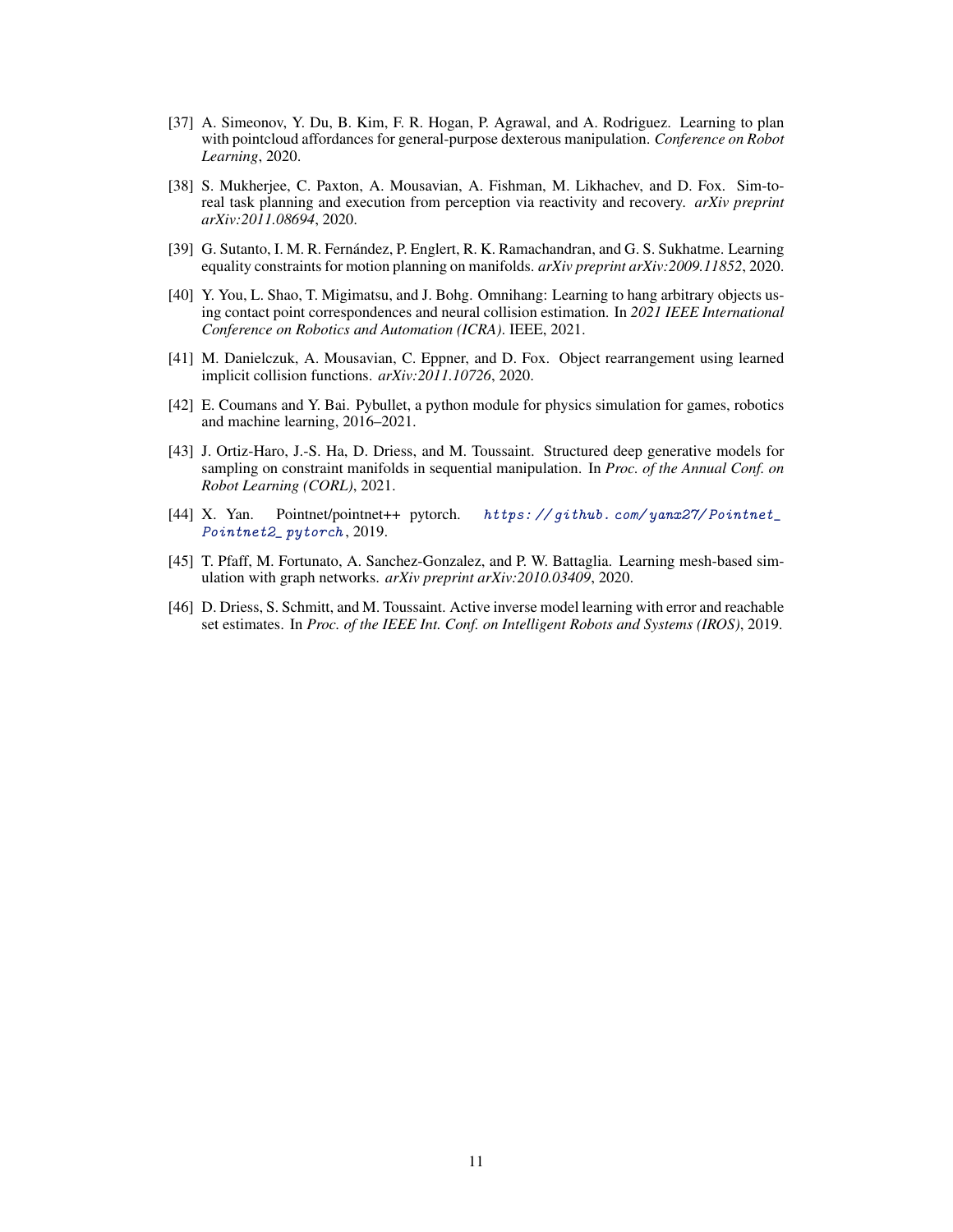[37] A. Simeonov, Y. Du, B. Kim, F. R. Hogan, P. Agrawal, and A. Rodriguez. Learning to plan with pointcloud affordances for general-purpose dexterous manipulation. *Conference on Robot Learning*, 2020.

[38] S. Mukherjee, C. Paxton, A. Mousavian, A. Fishman, M. Likhachev, and D. Fox. Sim-to-real task planning and execution from perception via reactivity and recovery. *arXiv preprint arXiv:2011.08694*, 2020.

[39] G. Sutanto, I. M. R. Fernández, P. Englert, R. K. Ramachandran, and G. S. Sukhatme. Learning equality constraints for motion planning on manifolds. *arXiv preprint arXiv:2009.11852*, 2020.

[40] Y. You, L. Shao, T. Migimatsu, and J. Bohg. Omnihang: Learning to hang arbitrary objects using contact point correspondences and neural collision estimation. In *2021 IEEE International Conference on Robotics and Automation (ICRA)*. IEEE, 2021.

[41] M. Danielczuk, A. Mousavian, C. Eppner, and D. Fox. Object rearrangement using learned implicit collision functions. *arXiv:2011.10726*, 2020.

[42] E. Coumans and Y. Bai. Pybullet, a python module for physics simulation for games, robotics and machine learning, 2016–2021.

[43] J. Ortiz-Haro, J.-S. Ha, D. Driess, and M. Toussaint. Structured deep generative models for sampling on constraint manifolds in sequential manipulation. In *Proc. of the Annual Conf. on Robot Learning (CORL)*, 2021.

[44] X. Yan. Pointnet/pointnet++ pytorch. *https://github.com/yanx27/Pointnet_Pointnet2_pytorch*, 2019.

[45] T. Pfaff, M. Fortunato, A. Sanchez-Gonzalez, and P. W. Battaglia. Learning mesh-based simulation with graph networks. *arXiv preprint arXiv:2010.03409*, 2020.

[46] D. Driess, S. Schmitt, and M. Toussaint. Active inverse model learning with error and reachable set estimates. In *Proc. of the IEEE Int. Conf. on Intelligent Robots and Systems (IROS)*, 2019.